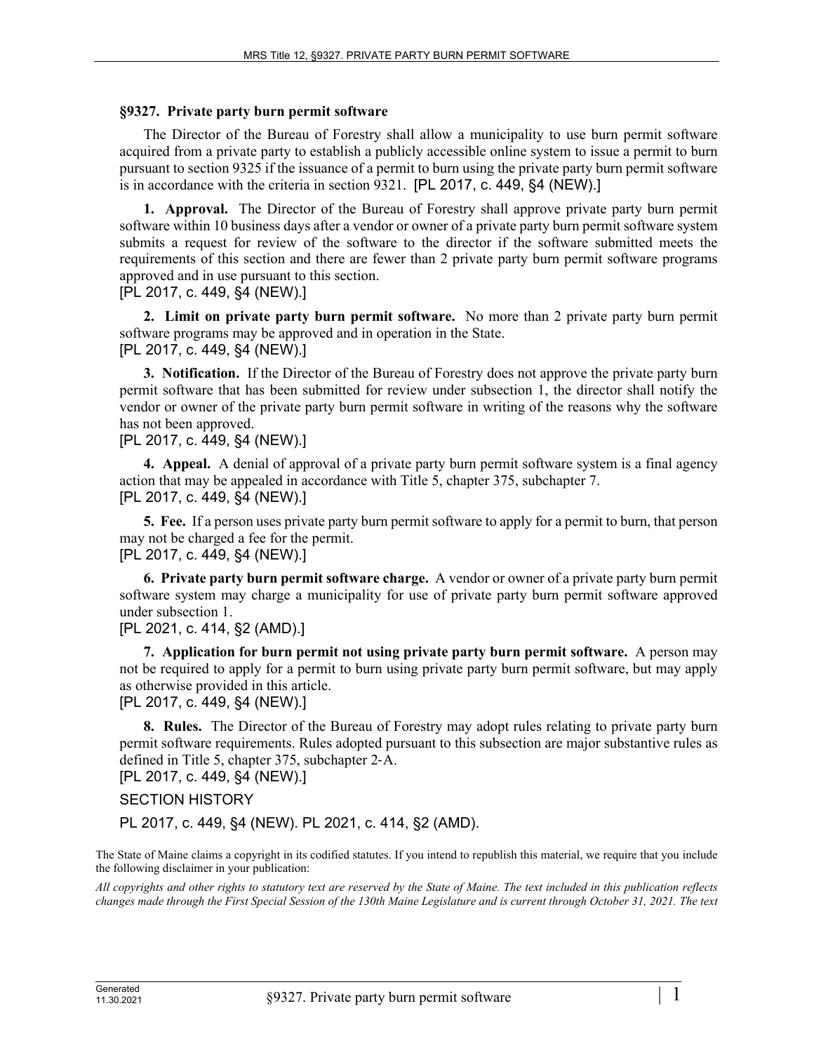## §9327. Private party burn permit software

The Director of the Bureau of Forestry shall allow a municipality to use burn permit software acquired from a private party to establish a publicly accessible online system to issue a permit to burn pursuant to section 9325 if the issuance of a permit to burn using the private party burn permit software is in accordance with the criteria in section 9321. [PL 2017, c. 449, §4 (NEW).]

**1. Approval.** The Director of the Bureau of Forestry shall approve private party burn permit software within 10 business days after a vendor or owner of a private party burn permit software system submits a request for review of the software to the director if the software submitted meets the requirements of this section and there are fewer than 2 private party burn permit software programs approved and in use pursuant to this section.
[PL 2017, c. 449, §4 (NEW).]

**2. Limit on private party burn permit software.** No more than 2 private party burn permit software programs may be approved and in operation in the State.
[PL 2017, c. 449, §4 (NEW).]

**3. Notification.** If the Director of the Bureau of Forestry does not approve the private party burn permit software that has been submitted for review under subsection 1, the director shall notify the vendor or owner of the private party burn permit software in writing of the reasons why the software has not been approved.
[PL 2017, c. 449, §4 (NEW).]

**4. Appeal.** A denial of approval of a private party burn permit software system is a final agency action that may be appealed in accordance with Title 5, chapter 375, subchapter 7.
[PL 2017, c. 449, §4 (NEW).]

**5. Fee.** If a person uses private party burn permit software to apply for a permit to burn, that person may not be charged a fee for the permit.
[PL 2017, c. 449, §4 (NEW).]

**6. Private party burn permit software charge.** A vendor or owner of a private party burn permit software system may charge a municipality for use of private party burn permit software approved under subsection 1.
[PL 2021, c. 414, §2 (AMD).]

**7. Application for burn permit not using private party burn permit software.** A person may not be required to apply for a permit to burn using private party burn permit software, but may apply as otherwise provided in this article.
[PL 2017, c. 449, §4 (NEW).]

**8. Rules.** The Director of the Bureau of Forestry may adopt rules relating to private party burn permit software requirements. Rules adopted pursuant to this subsection are major substantive rules as defined in Title 5, chapter 375, subchapter 2-A.
[PL 2017, c. 449, §4 (NEW).]

SECTION HISTORY

PL 2017, c. 449, §4 (NEW). PL 2021, c. 414, §2 (AMD).

The State of Maine claims a copyright in its codified statutes. If you intend to republish this material, we require that you include the following disclaimer in your publication:

*All copyrights and other rights to statutory text are reserved by the State of Maine. The text included in this publication reflects changes made through the First Special Session of the 130th Maine Legislature and is current through October 31, 2021. The text*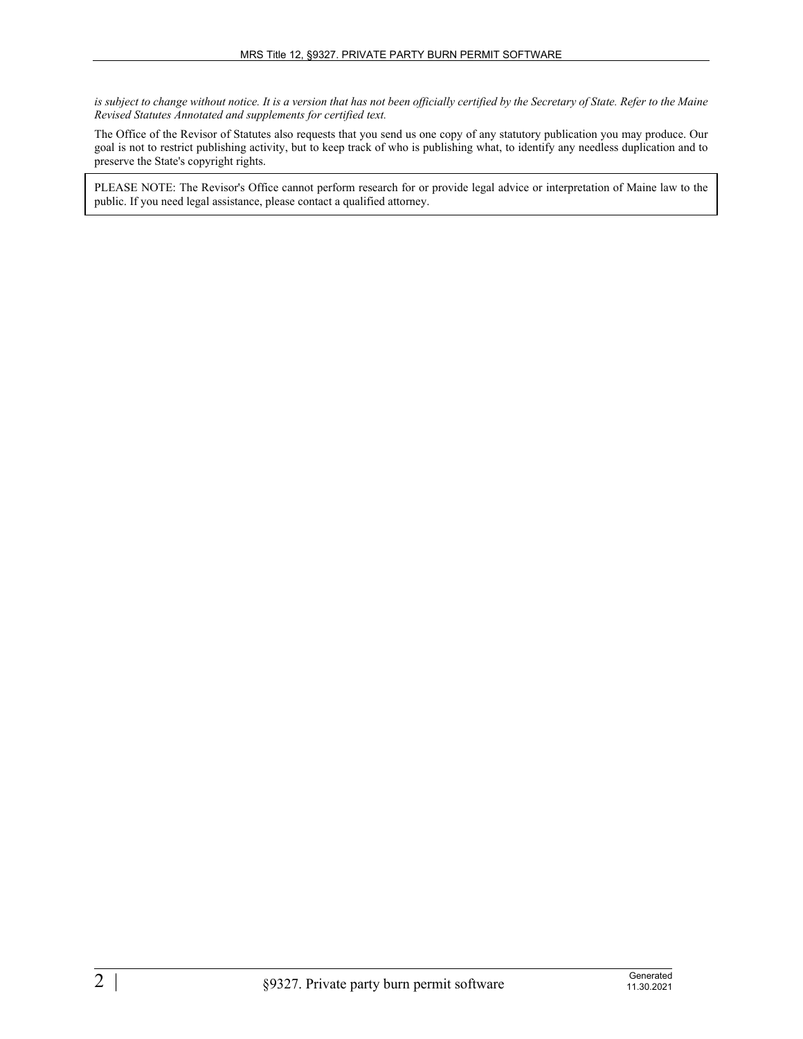*is subject to change without notice. It is a version that has not been officially certified by the Secretary of State. Refer to the Maine Revised Statutes Annotated and supplements for certified text.*

The Office of the Revisor of Statutes also requests that you send us one copy of any statutory publication you may produce. Our goal is not to restrict publishing activity, but to keep track of who is publishing what, to identify any needless duplication and to preserve the State's copyright rights.

PLEASE NOTE: The Revisor's Office cannot perform research for or provide legal advice or interpretation of Maine law to the public. If you need legal assistance, please contact a qualified attorney.